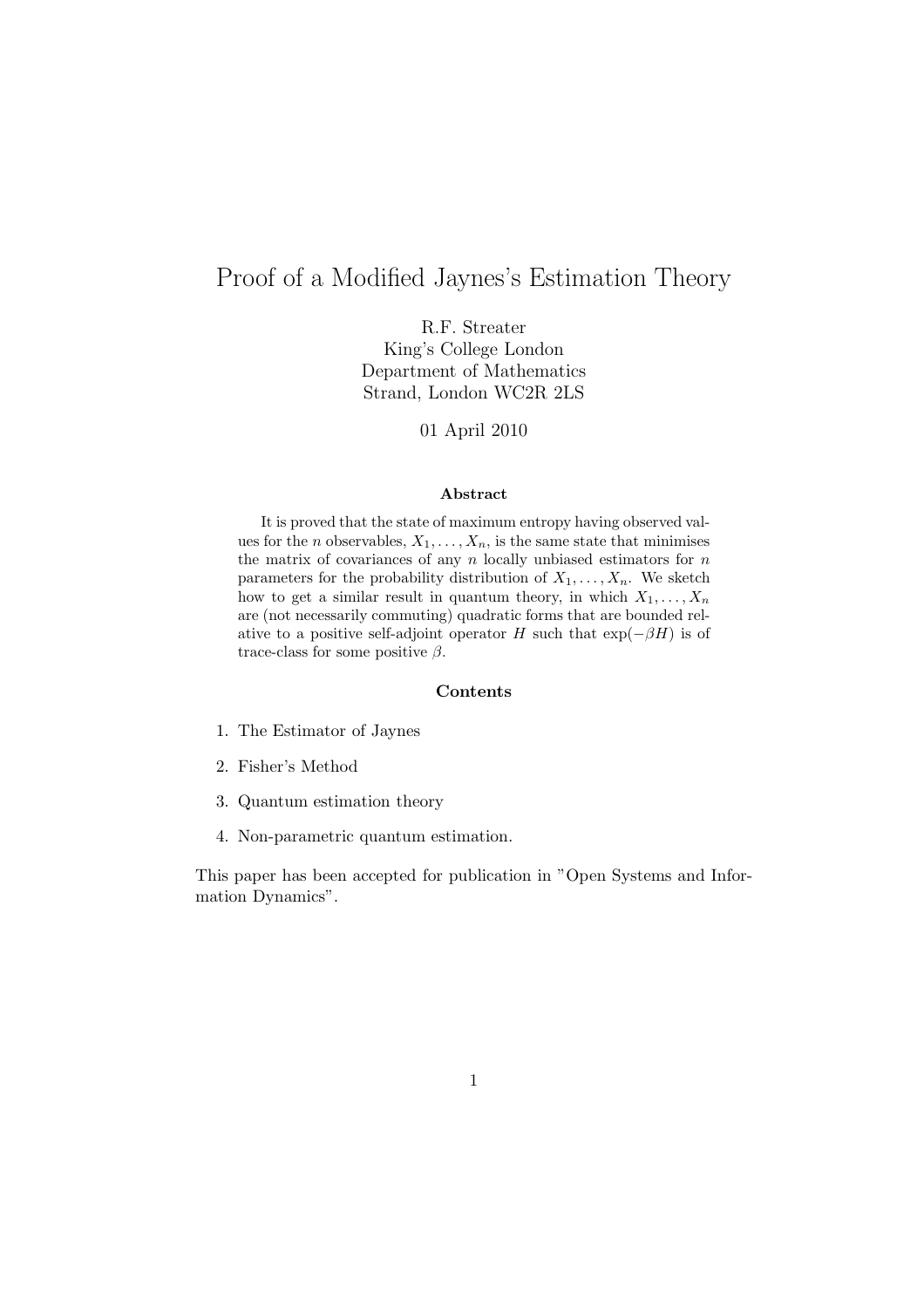# Proof of a Modified Jaynes's Estimation Theory

R.F. Streater
King's College London
Department of Mathematics
Strand, London WC2R 2LS

01 April 2010

### Abstract

It is proved that the state of maximum entropy having observed values for the $n$ observables, $X_1, \ldots, X_n$, is the same state that minimises the matrix of covariances of any $n$ locally unbiased estimators for $n$ parameters for the probability distribution of $X_1, \ldots, X_n$. We sketch how to get a similar result in quantum theory, in which $X_1, \ldots, X_n$ are (not necessarily commuting) quadratic forms that are bounded relative to a positive self-adjoint operator $H$ such that $\exp(-\beta H)$ is of trace-class for some positive $\beta$.

### Contents

1. The Estimator of Jaynes
2. Fisher's Method
3. Quantum estimation theory
4. Non-parametric quantum estimation.

This paper has been accepted for publication in "Open Systems and Information Dynamics".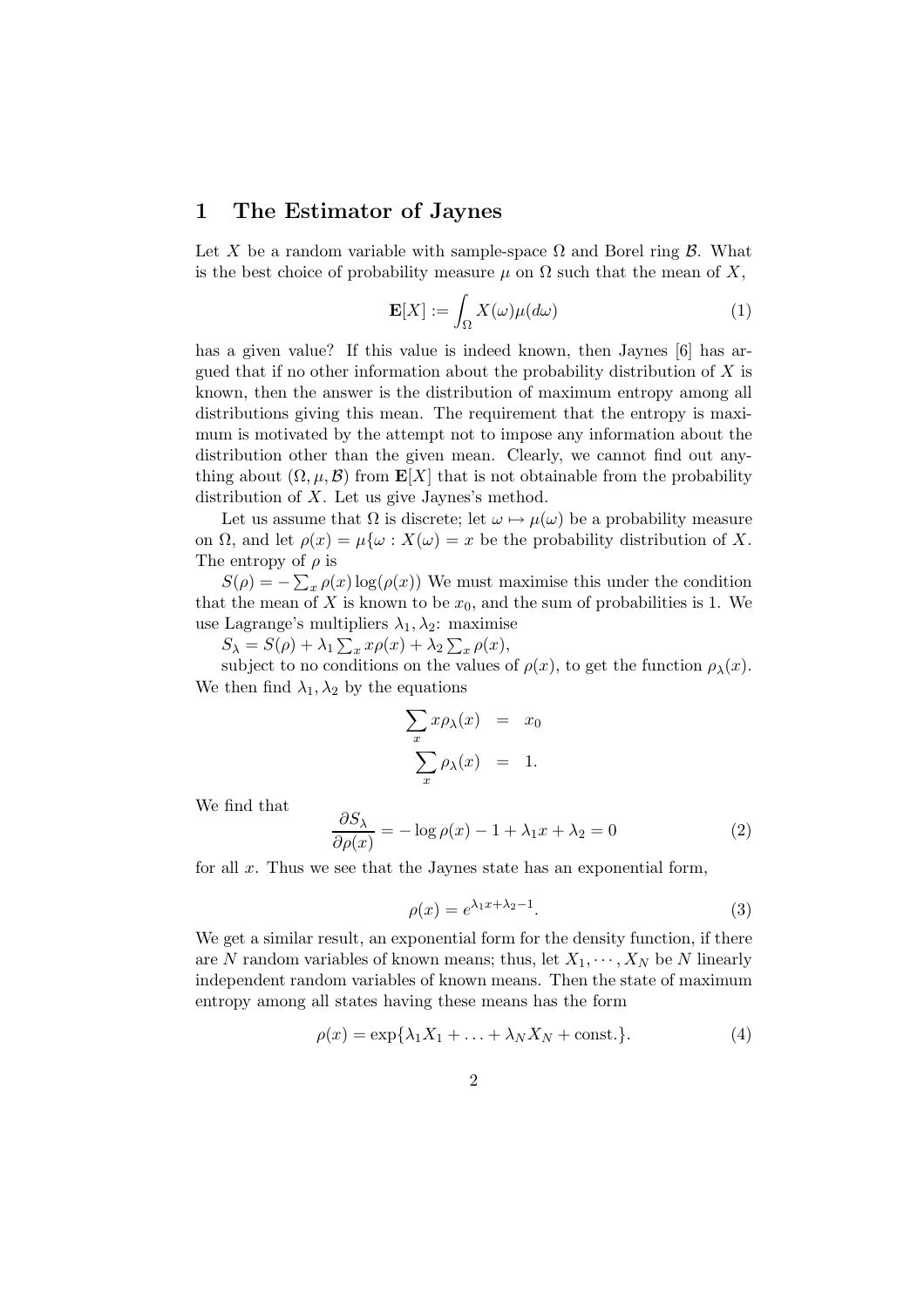# 1 The Estimator of Jaynes

Let $X$ be a random variable with sample-space $\Omega$ and Borel ring $\mathcal{B}$. What is the best choice of probability measure $\mu$ on $\Omega$ such that the mean of $X$,

$$\mathbf{E}[X] := \int_\Omega X(\omega)\mu(d\omega) \tag{1}$$

has a given value? If this value is indeed known, then Jaynes [6] has argued that if no other information about the probability distribution of $X$ is known, then the answer is the distribution of maximum entropy among all distributions giving this mean. The requirement that the entropy is maximum is motivated by the attempt not to impose any information about the distribution other than the given mean. Clearly, we cannot find out anything about $(\Omega, \mu, \mathcal{B})$ from $\mathbf{E}[X]$ that is not obtainable from the probability distribution of $X$. Let us give Jaynes's method.

Let us assume that $\Omega$ is discrete; let $\omega \mapsto \mu(\omega)$ be a probability measure on $\Omega$, and let $\rho(x) = \mu\{\omega : X(\omega) = x$ be the probability distribution of $X$. The entropy of $\rho$ is

$S(\rho) = -\sum_x \rho(x)\log(\rho(x))$ We must maximise this under the condition that the mean of $X$ is known to be $x_0$, and the sum of probabilities is 1. We use Lagrange's multipliers $\lambda_1, \lambda_2$: maximise

$S_\lambda = S(\rho) + \lambda_1 \sum_x x\rho(x) + \lambda_2 \sum_x \rho(x)$,

subject to no conditions on the values of $\rho(x)$, to get the function $\rho_\lambda(x)$. We then find $\lambda_1, \lambda_2$ by the equations

$$\begin{aligned}\sum_x x\rho_\lambda(x) &= x_0 \\ \sum_x \rho_\lambda(x) &= 1.\end{aligned}$$

We find that

$$\frac{\partial S_\lambda}{\partial \rho(x)} = -\log \rho(x) - 1 + \lambda_1 x + \lambda_2 = 0 \tag{2}$$

for all $x$. Thus we see that the Jaynes state has an exponential form,

$$\rho(x) = e^{\lambda_1 x + \lambda_2 - 1}. \tag{3}$$

We get a similar result, an exponential form for the density function, if there are $N$ random variables of known means; thus, let $X_1, \cdots, X_N$ be $N$ linearly independent random variables of known means. Then the state of maximum entropy among all states having these means has the form

$$\rho(x) = \exp\{\lambda_1 X_1 + \ldots + \lambda_N X_N + \text{const.}\}. \tag{4}$$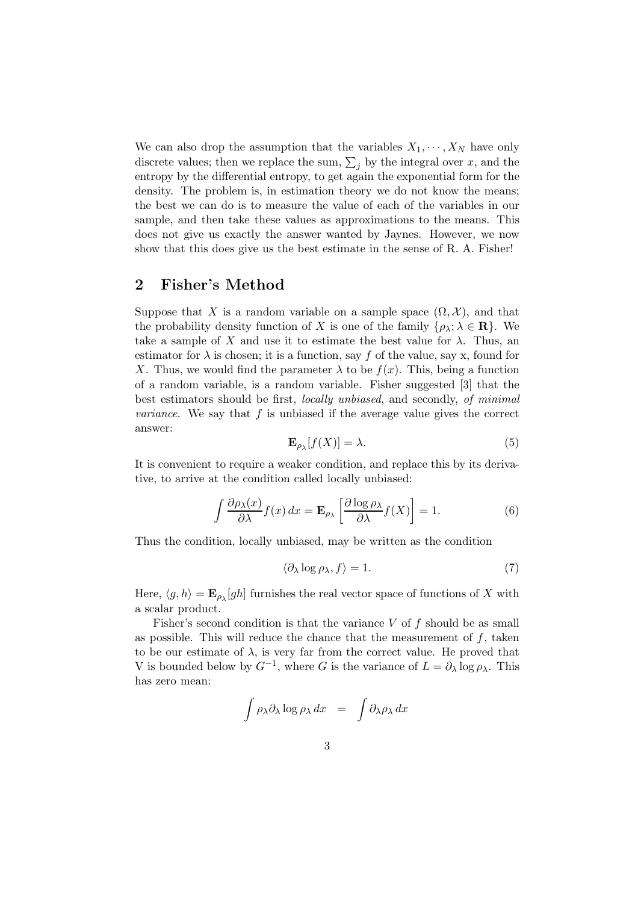We can also drop the assumption that the variables $X_1, \cdots, X_N$ have only discrete values; then we replace the sum, $\sum_j$ by the integral over $x$, and the entropy by the differential entropy, to get again the exponential form for the density. The problem is, in estimation theory we do not know the means; the best we can do is to measure the value of each of the variables in our sample, and then take these values as approximations to the means. This does not give us exactly the answer wanted by Jaynes. However, we now show that this does give us the best estimate in the sense of R. A. Fisher!

## 2 Fisher's Method

Suppose that $X$ is a random variable on a sample space $(\Omega, \mathcal{X})$, and that the probability density function of $X$ is one of the family $\{\rho_\lambda; \lambda \in \mathbf{R}\}$. We take a sample of $X$ and use it to estimate the best value for $\lambda$. Thus, an estimator for $\lambda$ is chosen; it is a function, say $f$ of the value, say x, found for $X$. Thus, we would find the parameter $\lambda$ to be $f(x)$. This, being a function of a random variable, is a random variable. Fisher suggested [3] that the best estimators should be first, *locally unbiased*, and secondly, *of minimal variance*. We say that $f$ is unbiased if the average value gives the correct answer:

$$\mathbf{E}_{\rho_\lambda}[f(X)] = \lambda. \tag{5}$$

It is convenient to require a weaker condition, and replace this by its derivative, to arrive at the condition called locally unbiased:

$$\int \frac{\partial \rho_\lambda(x)}{\partial \lambda} f(x)\, dx = \mathbf{E}_{\rho_\lambda}\left[\frac{\partial \log \rho_\lambda}{\partial \lambda} f(X)\right] = 1. \tag{6}$$

Thus the condition, locally unbiased, may be written as the condition

$$\langle \partial_\lambda \log \rho_\lambda, f \rangle = 1. \tag{7}$$

Here, $\langle g, h \rangle = \mathbf{E}_{\rho_\lambda}[gh]$ furnishes the real vector space of functions of $X$ with a scalar product.

Fisher's second condition is that the variance $V$ of $f$ should be as small as possible. This will reduce the chance that the measurement of $f$, taken to be our estimate of $\lambda$, is very far from the correct value. He proved that V is bounded below by $G^{-1}$, where $G$ is the variance of $L = \partial_\lambda \log \rho_\lambda$. This has zero mean:

$$\int \rho_\lambda \partial_\lambda \log \rho_\lambda \, dx \quad = \quad \int \partial_\lambda \rho_\lambda \, dx$$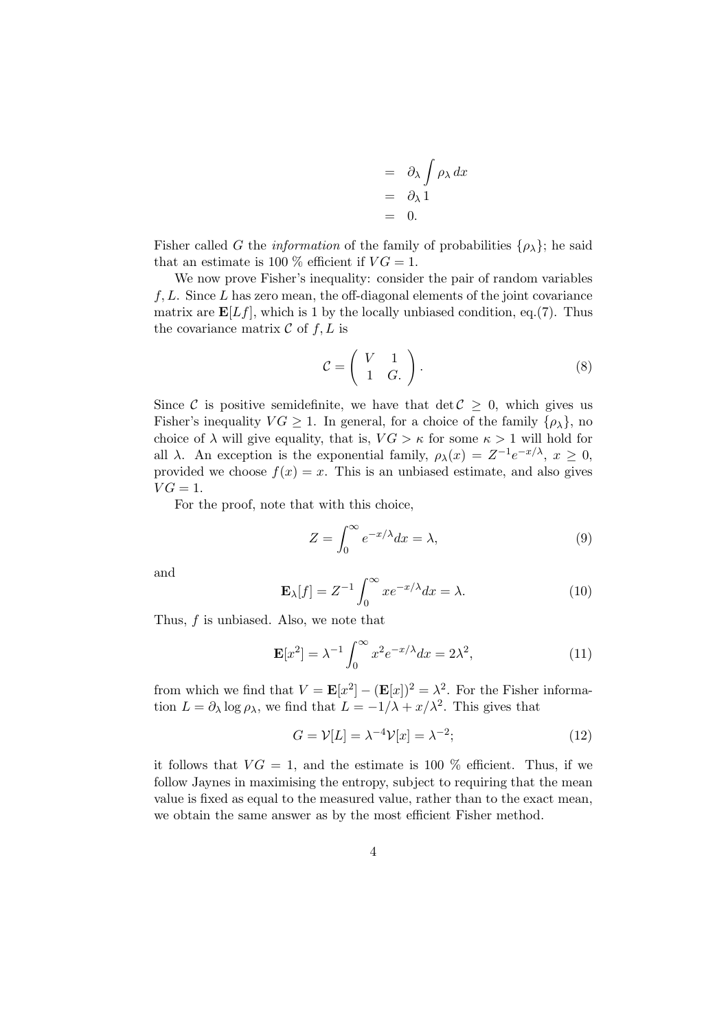$$
\begin{aligned}
&= \partial_\lambda \int \rho_\lambda \, dx \\
&= \partial_\lambda 1 \\
&= 0.
\end{aligned}
$$

Fisher called $G$ the *information* of the family of probabilities $\{\rho_\lambda\}$; he said that an estimate is 100 % efficient if $VG = 1$.

We now prove Fisher's inequality: consider the pair of random variables $f, L$. Since $L$ has zero mean, the off-diagonal elements of the joint covariance matrix are $\mathbf{E}[Lf]$, which is 1 by the locally unbiased condition, eq.(7). Thus the covariance matrix $\mathcal{C}$ of $f, L$ is

$$
\mathcal{C} = \begin{pmatrix} V & 1 \\ 1 & G. \end{pmatrix}. \tag{8}
$$

Since $\mathcal{C}$ is positive semidefinite, we have that $\det \mathcal{C} \geq 0$, which gives us Fisher's inequality $VG \geq 1$. In general, for a choice of the family $\{\rho_\lambda\}$, no choice of $\lambda$ will give equality, that is, $VG > \kappa$ for some $\kappa > 1$ will hold for all $\lambda$. An exception is the exponential family, $\rho_\lambda(x) = Z^{-1}e^{-x/\lambda}$, $x \geq 0$, provided we choose $f(x) = x$. This is an unbiased estimate, and also gives $VG = 1$.

For the proof, note that with this choice,

$$
Z = \int_0^\infty e^{-x/\lambda} dx = \lambda, \tag{9}
$$

and

$$
\mathbf{E}_\lambda[f] = Z^{-1} \int_0^\infty x e^{-x/\lambda} dx = \lambda. \tag{10}
$$

Thus, $f$ is unbiased. Also, we note that

$$
\mathbf{E}[x^2] = \lambda^{-1} \int_0^\infty x^2 e^{-x/\lambda} dx = 2\lambda^2, \tag{11}
$$

from which we find that $V = \mathbf{E}[x^2] - (\mathbf{E}[x])^2 = \lambda^2$. For the Fisher information $L = \partial_\lambda \log \rho_\lambda$, we find that $L = -1/\lambda + x/\lambda^2$. This gives that

$$
G = \mathcal{V}[L] = \lambda^{-4}\mathcal{V}[x] = \lambda^{-2}; \tag{12}
$$

it follows that $VG = 1$, and the estimate is 100 % efficient. Thus, if we follow Jaynes in maximising the entropy, subject to requiring that the mean value is fixed as equal to the measured value, rather than to the exact mean, we obtain the same answer as by the most efficient Fisher method.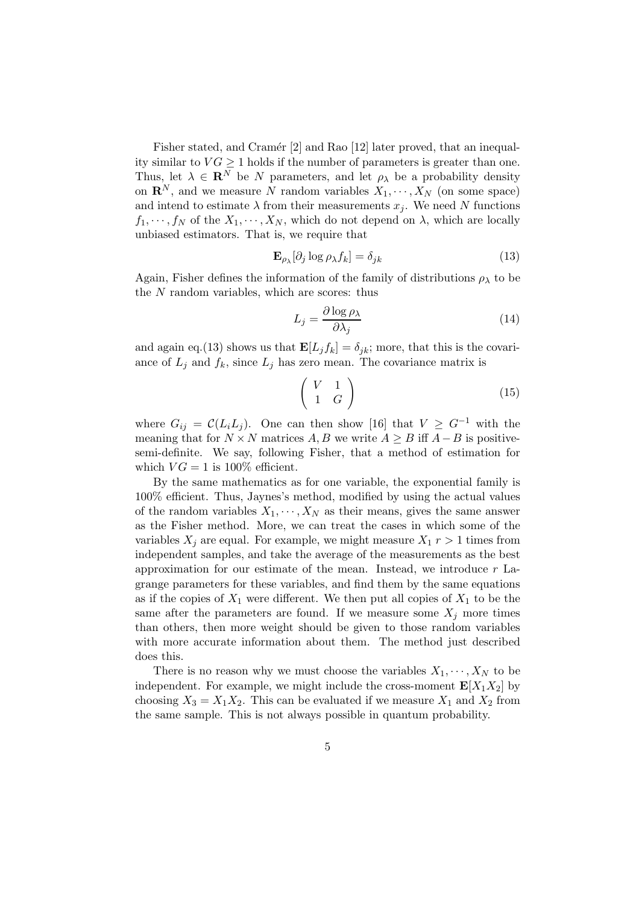Fisher stated, and Cramér [2] and Rao [12] later proved, that an inequality similar to $VG \geq 1$ holds if the number of parameters is greater than one. Thus, let $\lambda \in \mathbf{R}^N$ be $N$ parameters, and let $\rho_\lambda$ be a probability density on $\mathbf{R}^N$, and we measure $N$ random variables $X_1, \cdots, X_N$ (on some space) and intend to estimate $\lambda$ from their measurements $x_j$. We need $N$ functions $f_1, \cdots, f_N$ of the $X_1, \cdots, X_N$, which do not depend on $\lambda$, which are locally unbiased estimators. That is, we require that

$$\mathbf{E}_{\rho_\lambda}[\partial_j \log \rho_\lambda f_k] = \delta_{jk} \tag{13}$$

Again, Fisher defines the information of the family of distributions $\rho_\lambda$ to be the $N$ random variables, which are scores: thus

$$L_j = \frac{\partial \log \rho_\lambda}{\partial \lambda_j} \tag{14}$$

and again eq.(13) shows us that $\mathbf{E}[L_j f_k] = \delta_{jk}$; more, that this is the covariance of $L_j$ and $f_k$, since $L_j$ has zero mean. The covariance matrix is

$$\begin{pmatrix} V & 1 \\ 1 & G \end{pmatrix} \tag{15}$$

where $G_{ij} = \mathcal{C}(L_i L_j)$. One can then show [16] that $V \geq G^{-1}$ with the meaning that for $N \times N$ matrices $A, B$ we write $A \geq B$ iff $A - B$ is positive-semi-definite. We say, following Fisher, that a method of estimation for which $VG = 1$ is 100% efficient.

By the same mathematics as for one variable, the exponential family is 100% efficient. Thus, Jaynes's method, modified by using the actual values of the random variables $X_1, \cdots, X_N$ as their means, gives the same answer as the Fisher method. More, we can treat the cases in which some of the variables $X_j$ are equal. For example, we might measure $X_1$ $r > 1$ times from independent samples, and take the average of the measurements as the best approximation for our estimate of the mean. Instead, we introduce $r$ Lagrange parameters for these variables, and find them by the same equations as if the copies of $X_1$ were different. We then put all copies of $X_1$ to be the same after the parameters are found. If we measure some $X_j$ more times than others, then more weight should be given to those random variables with more accurate information about them. The method just described does this.

There is no reason why we must choose the variables $X_1, \cdots, X_N$ to be independent. For example, we might include the cross-moment $\mathbf{E}[X_1 X_2]$ by choosing $X_3 = X_1 X_2$. This can be evaluated if we measure $X_1$ and $X_2$ from the same sample. This is not always possible in quantum probability.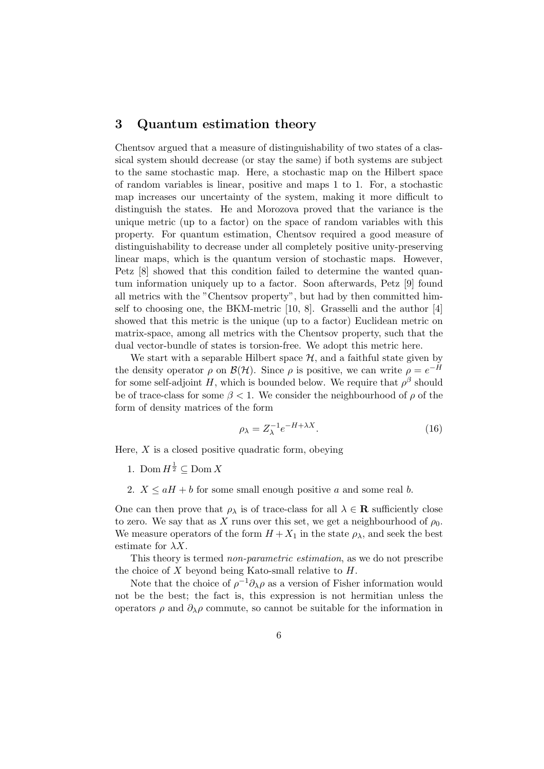## 3 Quantum estimation theory

Chentsov argued that a measure of distinguishability of two states of a classical system should decrease (or stay the same) if both systems are subject to the same stochastic map. Here, a stochastic map on the Hilbert space of random variables is linear, positive and maps 1 to 1. For, a stochastic map increases our uncertainty of the system, making it more difficult to distinguish the states. He and Morozova proved that the variance is the unique metric (up to a factor) on the space of random variables with this property. For quantum estimation, Chentsov required a good measure of distinguishability to decrease under all completely positive unity-preserving linear maps, which is the quantum version of stochastic maps. However, Petz [8] showed that this condition failed to determine the wanted quantum information uniquely up to a factor. Soon afterwards, Petz [9] found all metrics with the "Chentsov property", but had by then committed himself to choosing one, the BKM-metric [10, 8]. Grasselli and the author [4] showed that this metric is the unique (up to a factor) Euclidean metric on matrix-space, among all metrics with the Chentsov property, such that the dual vector-bundle of states is torsion-free. We adopt this metric here.

We start with a separable Hilbert space $\mathcal{H}$, and a faithful state given by the density operator $\rho$ on $\mathcal{B}(\mathcal{H})$. Since $\rho$ is positive, we can write $\rho = e^{-H}$ for some self-adjoint $H$, which is bounded below. We require that $\rho^\beta$ should be of trace-class for some $\beta < 1$. We consider the neighbourhood of $\rho$ of the form of density matrices of the form

$$\rho_\lambda = Z_\lambda^{-1} e^{-H+\lambda X}. \tag{16}$$

Here, $X$ is a closed positive quadratic form, obeying

1. $\operatorname{Dom} H^{\frac{1}{2}} \subseteq \operatorname{Dom} X$
2. $X \leq aH + b$ for some small enough positive $a$ and some real $b$.

One can then prove that $\rho_\lambda$ is of trace-class for all $\lambda \in \mathbf{R}$ sufficiently close to zero. We say that as $X$ runs over this set, we get a neighbourhood of $\rho_0$. We measure operators of the form $H + X_1$ in the state $\rho_\lambda$, and seek the best estimate for $\lambda X$.

This theory is termed *non-parametric estimation*, as we do not prescribe the choice of $X$ beyond being Kato-small relative to $H$.

Note that the choice of $\rho^{-1}\partial_\lambda \rho$ as a version of Fisher information would not be the best; the fact is, this expression is not hermitian unless the operators $\rho$ and $\partial_\lambda \rho$ commute, so cannot be suitable for the information in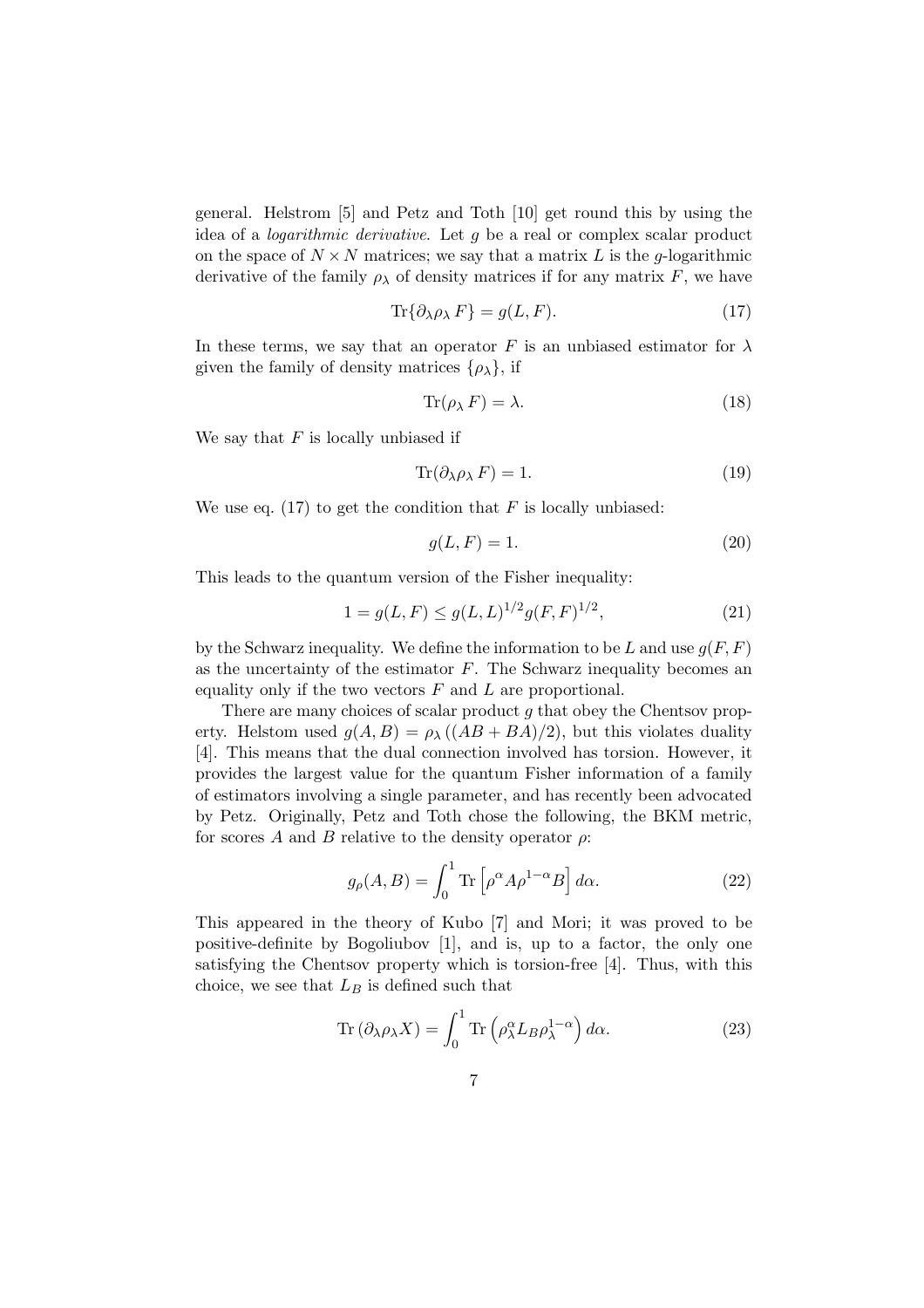general. Helstrom [5] and Petz and Toth [10] get round this by using the idea of a *logarithmic derivative*. Let $g$ be a real or complex scalar product on the space of $N \times N$ matrices; we say that a matrix $L$ is the $g$-logarithmic derivative of the family $\rho_\lambda$ of density matrices if for any matrix $F$, we have

$$\mathrm{Tr}\{\partial_\lambda \rho_\lambda \, F\} = g(L, F). \tag{17}$$

In these terms, we say that an operator $F$ is an unbiased estimator for $\lambda$ given the family of density matrices $\{\rho_\lambda\}$, if

$$\mathrm{Tr}(\rho_\lambda \, F) = \lambda. \tag{18}$$

We say that $F$ is locally unbiased if

$$\mathrm{Tr}(\partial_\lambda \rho_\lambda \, F) = 1. \tag{19}$$

We use eq. (17) to get the condition that $F$ is locally unbiased:

$$g(L, F) = 1. \tag{20}$$

This leads to the quantum version of the Fisher inequality:

$$1 = g(L, F) \leq g(L, L)^{1/2} g(F, F)^{1/2}, \tag{21}$$

by the Schwarz inequality. We define the information to be $L$ and use $g(F, F)$ as the uncertainty of the estimator $F$. The Schwarz inequality becomes an equality only if the two vectors $F$ and $L$ are proportional.

There are many choices of scalar product $g$ that obey the Chentsov property. Helstom used $g(A, B) = \rho_\lambda \left((AB + BA)/2\right)$, but this violates duality [4]. This means that the dual connection involved has torsion. However, it provides the largest value for the quantum Fisher information of a family of estimators involving a single parameter, and has recently been advocated by Petz. Originally, Petz and Toth chose the following, the BKM metric, for scores $A$ and $B$ relative to the density operator $\rho$:

$$g_\rho(A, B) = \int_0^1 \mathrm{Tr}\left[\rho^\alpha A \rho^{1-\alpha} B\right] d\alpha. \tag{22}$$

This appeared in the theory of Kubo [7] and Mori; it was proved to be positive-definite by Bogoliubov [1], and is, up to a factor, the only one satisfying the Chentsov property which is torsion-free [4]. Thus, with this choice, we see that $L_B$ is defined such that

$$\mathrm{Tr}\left(\partial_\lambda \rho_\lambda X\right) = \int_0^1 \mathrm{Tr}\left(\rho_\lambda^\alpha L_B \rho_\lambda^{1-\alpha}\right) d\alpha. \tag{23}$$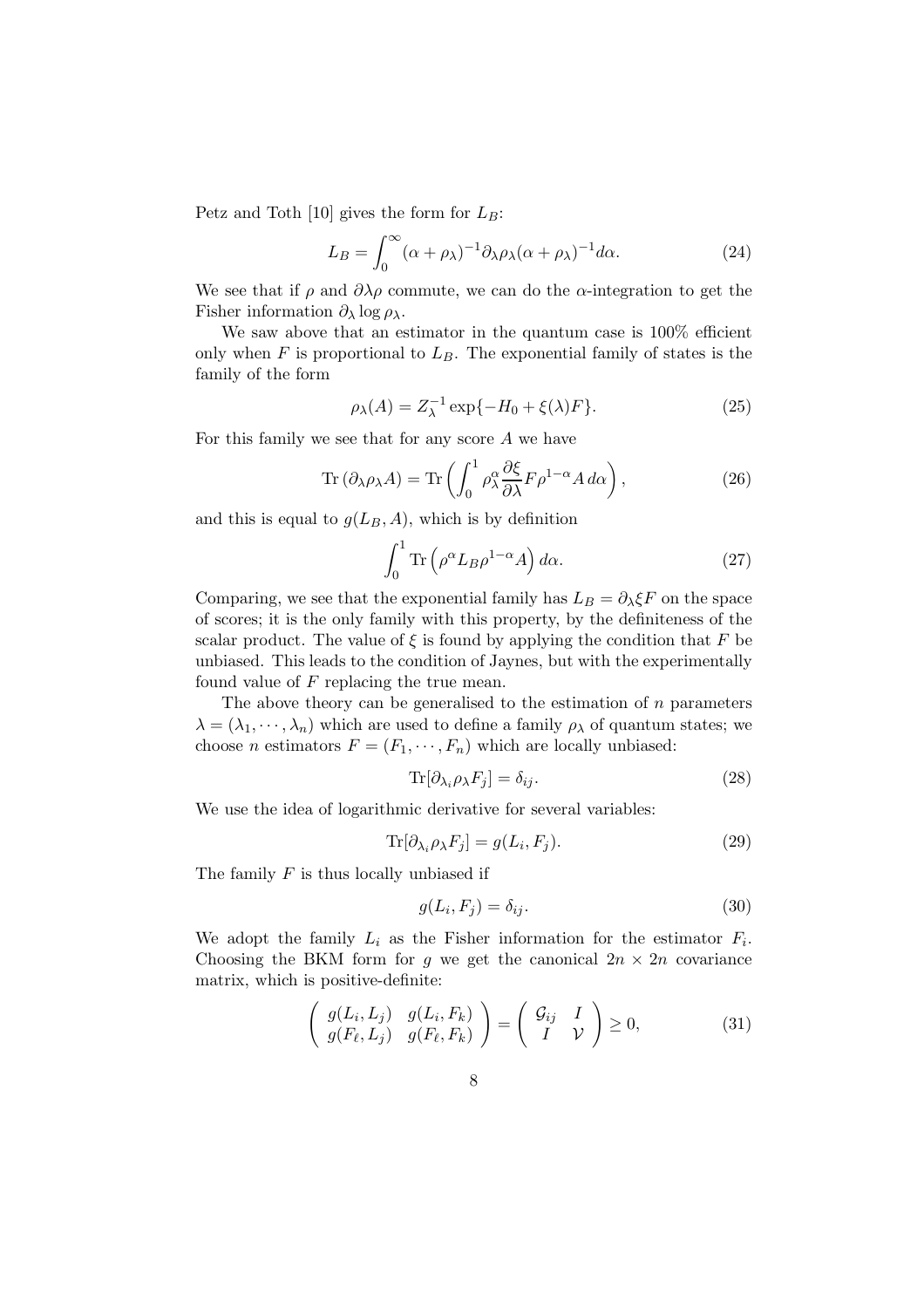Petz and Toth [10] gives the form for $L_B$:

$$L_B = \int_0^\infty (\alpha + \rho_\lambda)^{-1} \partial_\lambda \rho_\lambda (\alpha + \rho_\lambda)^{-1} d\alpha. \tag{24}$$

We see that if $\rho$ and $\partial\lambda\rho$ commute, we can do the $\alpha$-integration to get the Fisher information $\partial_\lambda \log \rho_\lambda$.

We saw above that an estimator in the quantum case is 100% efficient only when $F$ is proportional to $L_B$. The exponential family of states is the family of the form

$$\rho_\lambda(A) = Z_\lambda^{-1} \exp\{-H_0 + \xi(\lambda) F\}. \tag{25}$$

For this family we see that for any score $A$ we have

$$\mathrm{Tr}\,(\partial_\lambda \rho_\lambda A) = \mathrm{Tr}\left( \int_0^1 \rho_\lambda^\alpha \frac{\partial \xi}{\partial \lambda} F \rho^{1-\alpha} A \, d\alpha \right), \tag{26}$$

and this is equal to $g(L_B, A)$, which is by definition

$$\int_0^1 \mathrm{Tr}\left(\rho^\alpha L_B \rho^{1-\alpha} A\right) d\alpha. \tag{27}$$

Comparing, we see that the exponential family has $L_B = \partial_\lambda \xi F$ on the space of scores; it is the only family with this property, by the definiteness of the scalar product. The value of $\xi$ is found by applying the condition that $F$ be unbiased. This leads to the condition of Jaynes, but with the experimentally found value of $F$ replacing the true mean.

The above theory can be generalised to the estimation of $n$ parameters $\lambda = (\lambda_1, \cdots, \lambda_n)$ which are used to define a family $\rho_\lambda$ of quantum states; we choose $n$ estimators $F = (F_1, \cdots, F_n)$ which are locally unbiased:

$$\mathrm{Tr}[\partial_{\lambda_i} \rho_\lambda F_j] = \delta_{ij}. \tag{28}$$

We use the idea of logarithmic derivative for several variables:

$$\mathrm{Tr}[\partial_{\lambda_i} \rho_\lambda F_j] = g(L_i, F_j). \tag{29}$$

The family $F$ is thus locally unbiased if

$$g(L_i, F_j) = \delta_{ij}. \tag{30}$$

We adopt the family $L_i$ as the Fisher information for the estimator $F_i$. Choosing the BKM form for $g$ we get the canonical $2n \times 2n$ covariance matrix, which is positive-definite:

$$\left( \begin{array}{cc} g(L_i, L_j) & g(L_i, F_k) \\ g(F_\ell, L_j) & g(F_\ell, F_k) \end{array} \right) = \left( \begin{array}{cc} \mathcal{G}_{ij} & I \\ I & \mathcal{V} \end{array} \right) \geq 0, \tag{31}$$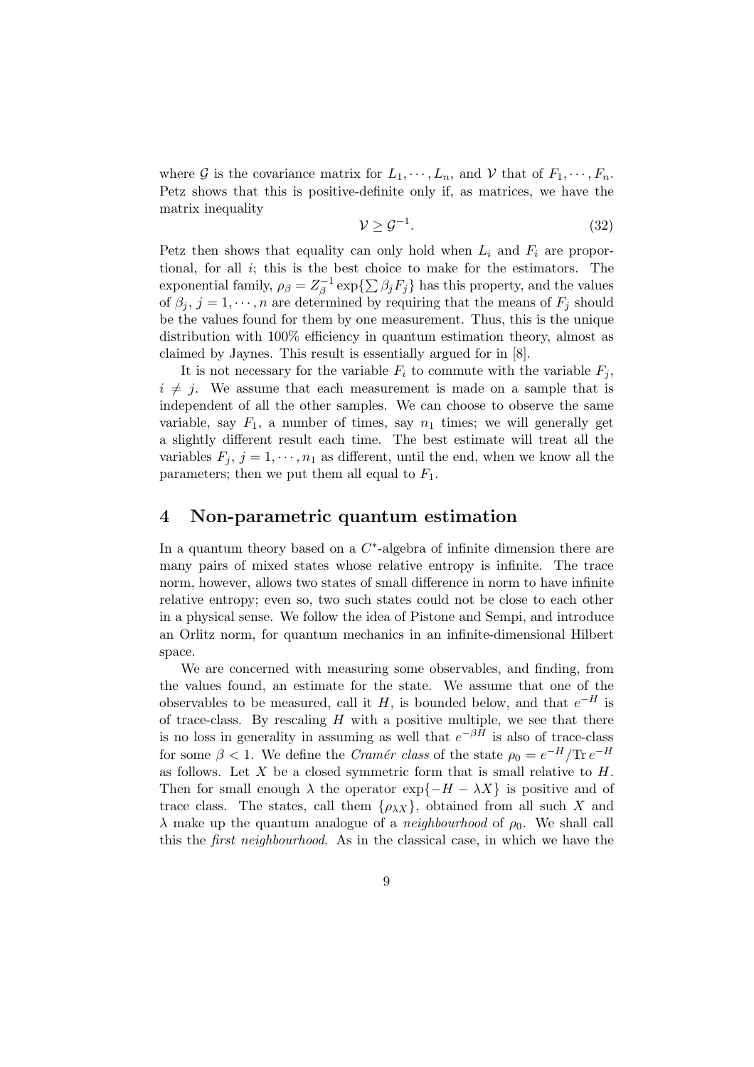where $\mathcal{G}$ is the covariance matrix for $L_1, \cdots, L_n$, and $\mathcal{V}$ that of $F_1, \cdots, F_n$. Petz shows that this is positive-definite only if, as matrices, we have the matrix inequality

$$\mathcal{V} \geq \mathcal{G}^{-1}. \tag{32}$$

Petz then shows that equality can only hold when $L_i$ and $F_i$ are proportional, for all $i$; this is the best choice to make for the estimators. The exponential family, $\rho_\beta = Z_\beta^{-1} \exp\{\sum \beta_j F_j\}$ has this property, and the values of $\beta_j$, $j = 1, \cdots, n$ are determined by requiring that the means of $F_j$ should be the values found for them by one measurement. Thus, this is the unique distribution with 100% efficiency in quantum estimation theory, almost as claimed by Jaynes. This result is essentially argued for in [8].

It is not necessary for the variable $F_i$ to commute with the variable $F_j$, $i \neq j$. We assume that each measurement is made on a sample that is independent of all the other samples. We can choose to observe the same variable, say $F_1$, a number of times, say $n_1$ times; we will generally get a slightly different result each time. The best estimate will treat all the variables $F_j$, $j = 1, \cdots, n_1$ as different, until the end, when we know all the parameters; then we put them all equal to $F_1$.

## 4 Non-parametric quantum estimation

In a quantum theory based on a $C^*$-algebra of infinite dimension there are many pairs of mixed states whose relative entropy is infinite. The trace norm, however, allows two states of small difference in norm to have infinite relative entropy; even so, two such states could not be close to each other in a physical sense. We follow the idea of Pistone and Sempi, and introduce an Orlitz norm, for quantum mechanics in an infinite-dimensional Hilbert space.

We are concerned with measuring some observables, and finding, from the values found, an estimate for the state. We assume that one of the observables to be measured, call it $H$, is bounded below, and that $e^{-H}$ is of trace-class. By rescaling $H$ with a positive multiple, we see that there is no loss in generality in assuming as well that $e^{-\beta H}$ is also of trace-class for some $\beta < 1$. We define the *Cramér class* of the state $\rho_0 = e^{-H}/\mathrm{Tr}\, e^{-H}$ as follows. Let $X$ be a closed symmetric form that is small relative to $H$. Then for small enough $\lambda$ the operator $\exp\{-H - \lambda X\}$ is positive and of trace class. The states, call them $\{\rho_{\lambda X}\}$, obtained from all such $X$ and $\lambda$ make up the quantum analogue of a *neighbourhood* of $\rho_0$. We shall call this the *first neighbourhood*. As in the classical case, in which we have the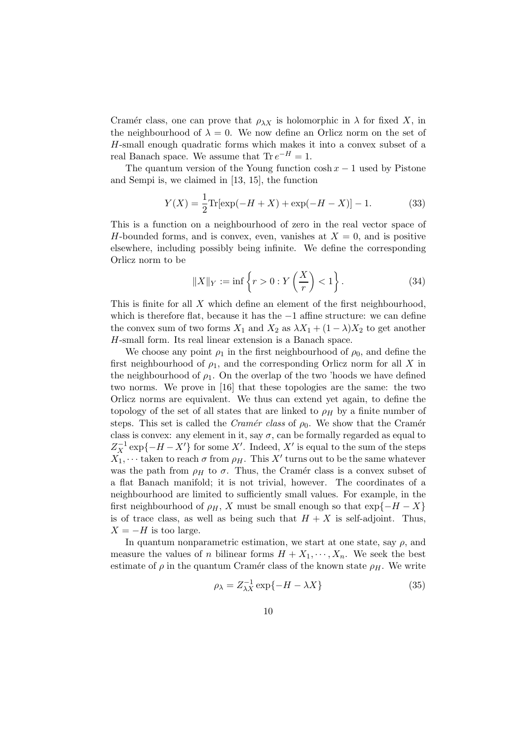Cramér class, one can prove that $\rho_{\lambda X}$ is holomorphic in $\lambda$ for fixed $X$, in the neighbourhood of $\lambda = 0$. We now define an Orlicz norm on the set of $H$-small enough quadratic forms which makes it into a convex subset of a real Banach space. We assume that $\mathrm{Tr}\, e^{-H} = 1$.

The quantum version of the Young function $\cosh x - 1$ used by Pistone and Sempi is, we claimed in [13, 15], the function

$$Y(X) = \frac{1}{2}\mathrm{Tr}[\exp(-H + X) + \exp(-H - X)] - 1. \tag{33}$$

This is a function on a neighbourhood of zero in the real vector space of $H$-bounded forms, and is convex, even, vanishes at $X = 0$, and is positive elsewhere, including possibly being infinite. We define the corresponding Orlicz norm to be

$$\|X\|_Y := \inf \left\{ r > 0 : Y\left(\frac{X}{r}\right) < 1 \right\}. \tag{34}$$

This is finite for all $X$ which define an element of the first neighbourhood, which is therefore flat, because it has the $-1$ affine structure: we can define the convex sum of two forms $X_1$ and $X_2$ as $\lambda X_1 + (1 - \lambda)X_2$ to get another $H$-small form. Its real linear extension is a Banach space.

We choose any point $\rho_1$ in the first neighbourhood of $\rho_0$, and define the first neighbourhood of $\rho_1$, and the corresponding Orlicz norm for all $X$ in the neighbourhood of $\rho_1$. On the overlap of the two 'hoods we have defined two norms. We prove in [16] that these topologies are the same: the two Orlicz norms are equivalent. We thus can extend yet again, to define the topology of the set of all states that are linked to $\rho_H$ by a finite number of steps. This set is called the *Cramér class* of $\rho_0$. We show that the Cramér class is convex: any element in it, say $\sigma$, can be formally regarded as equal to $Z_X^{-1} \exp\{-H - X'\}$ for some $X'$. Indeed, $X'$ is equal to the sum of the steps $X_1, \cdots$ taken to reach $\sigma$ from $\rho_H$. This $X'$ turns out to be the same whatever was the path from $\rho_H$ to $\sigma$. Thus, the Cramér class is a convex subset of a flat Banach manifold; it is not trivial, however. The coordinates of a neighbourhood are limited to sufficiently small values. For example, in the first neighbourhood of $\rho_H$, $X$ must be small enough so that $\exp\{-H - X\}$ is of trace class, as well as being such that $H + X$ is self-adjoint. Thus, $X = -H$ is too large.

In quantum nonparametric estimation, we start at one state, say $\rho$, and measure the values of $n$ bilinear forms $H + X_1, \cdots, X_n$. We seek the best estimate of $\rho$ in the quantum Cramér class of the known state $\rho_H$. We write

$$\rho_\lambda = Z_{\lambda X}^{-1} \exp\{-H - \lambda X\} \tag{35}$$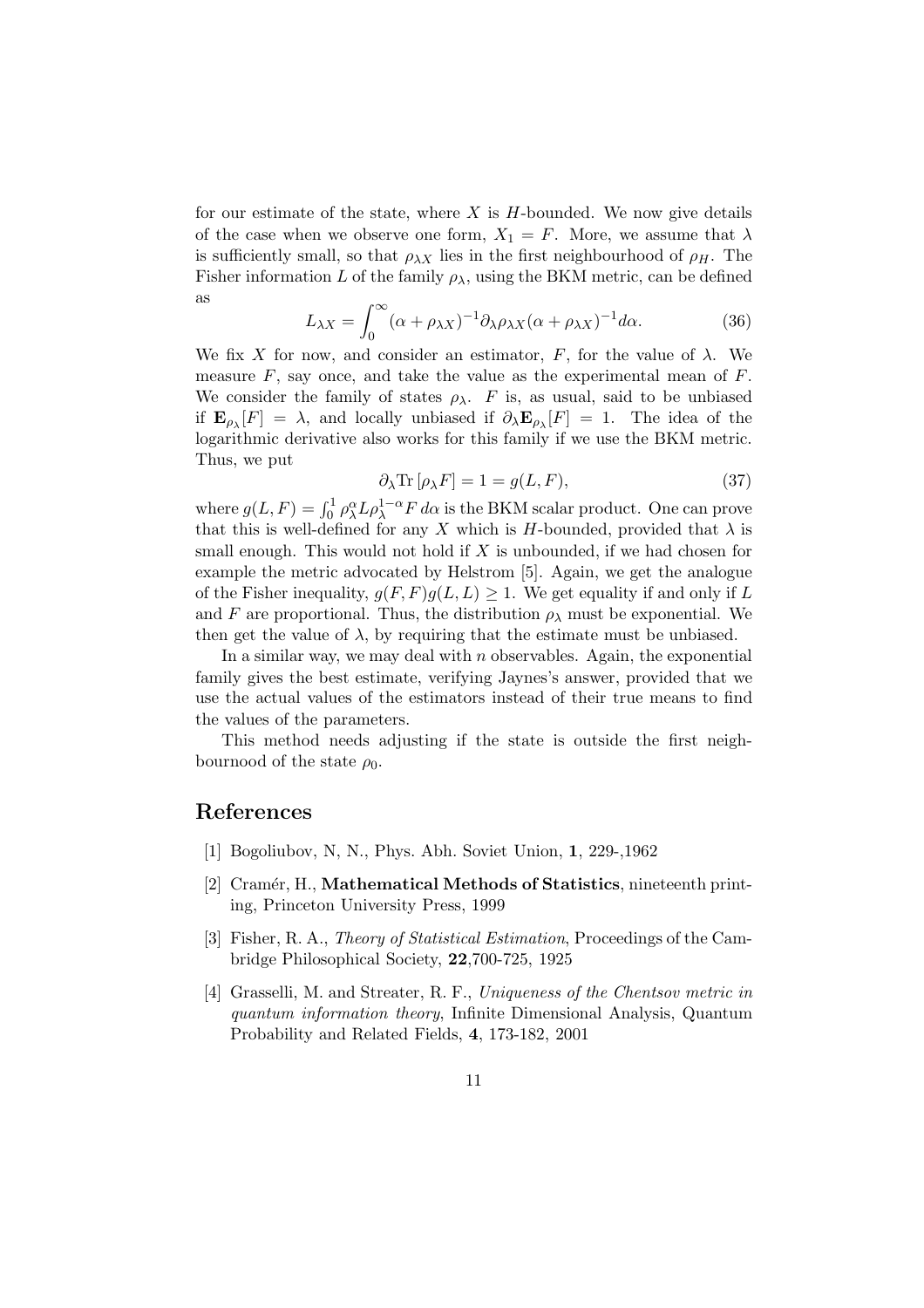for our estimate of the state, where $X$ is $H$-bounded. We now give details of the case when we observe one form, $X_1 = F$. More, we assume that $\lambda$ is sufficiently small, so that $\rho_{\lambda X}$ lies in the first neighbourhood of $\rho_H$. The Fisher information $L$ of the family $\rho_\lambda$, using the BKM metric, can be defined as

$$L_{\lambda X} = \int_0^\infty (\alpha + \rho_{\lambda X})^{-1} \partial_\lambda \rho_{\lambda X} (\alpha + \rho_{\lambda X})^{-1} d\alpha. \tag{36}$$

We fix $X$ for now, and consider an estimator, $F$, for the value of $\lambda$. We measure $F$, say once, and take the value as the experimental mean of $F$. We consider the family of states $\rho_\lambda$. $F$ is, as usual, said to be unbiased if $\mathbf{E}_{\rho_\lambda}[F] = \lambda$, and locally unbiased if $\partial_\lambda \mathbf{E}_{\rho_\lambda}[F] = 1$. The idea of the logarithmic derivative also works for this family if we use the BKM metric. Thus, we put

$$\partial_\lambda \mathrm{Tr}\,[\rho_\lambda F] = 1 = g(L, F), \tag{37}$$

where $g(L,F) = \int_0^1 \rho_\lambda^\alpha L \rho_\lambda^{1-\alpha} F \, d\alpha$ is the BKM scalar product. One can prove that this is well-defined for any $X$ which is $H$-bounded, provided that $\lambda$ is small enough. This would not hold if $X$ is unbounded, if we had chosen for example the metric advocated by Helstrom [5]. Again, we get the analogue of the Fisher inequality, $g(F,F)g(L,L) \geq 1$. We get equality if and only if $L$ and $F$ are proportional. Thus, the distribution $\rho_\lambda$ must be exponential. We then get the value of $\lambda$, by requiring that the estimate must be unbiased.

In a similar way, we may deal with $n$ observables. Again, the exponential family gives the best estimate, verifying Jaynes's answer, provided that we use the actual values of the estimators instead of their true means to find the values of the parameters.

This method needs adjusting if the state is outside the first neighbournood of the state $\rho_0$.

# References

[1] Bogoliubov, N, N., Phys. Abh. Soviet Union, **1**, 229-,1962

[2] Cramér, H., **Mathematical Methods of Statistics**, nineteenth printing, Princeton University Press, 1999

[3] Fisher, R. A., *Theory of Statistical Estimation*, Proceedings of the Cambridge Philosophical Society, **22**,700-725, 1925

[4] Grasselli, M. and Streater, R. F., *Uniqueness of the Chentsov metric in quantum information theory*, Infinite Dimensional Analysis, Quantum Probability and Related Fields, **4**, 173-182, 2001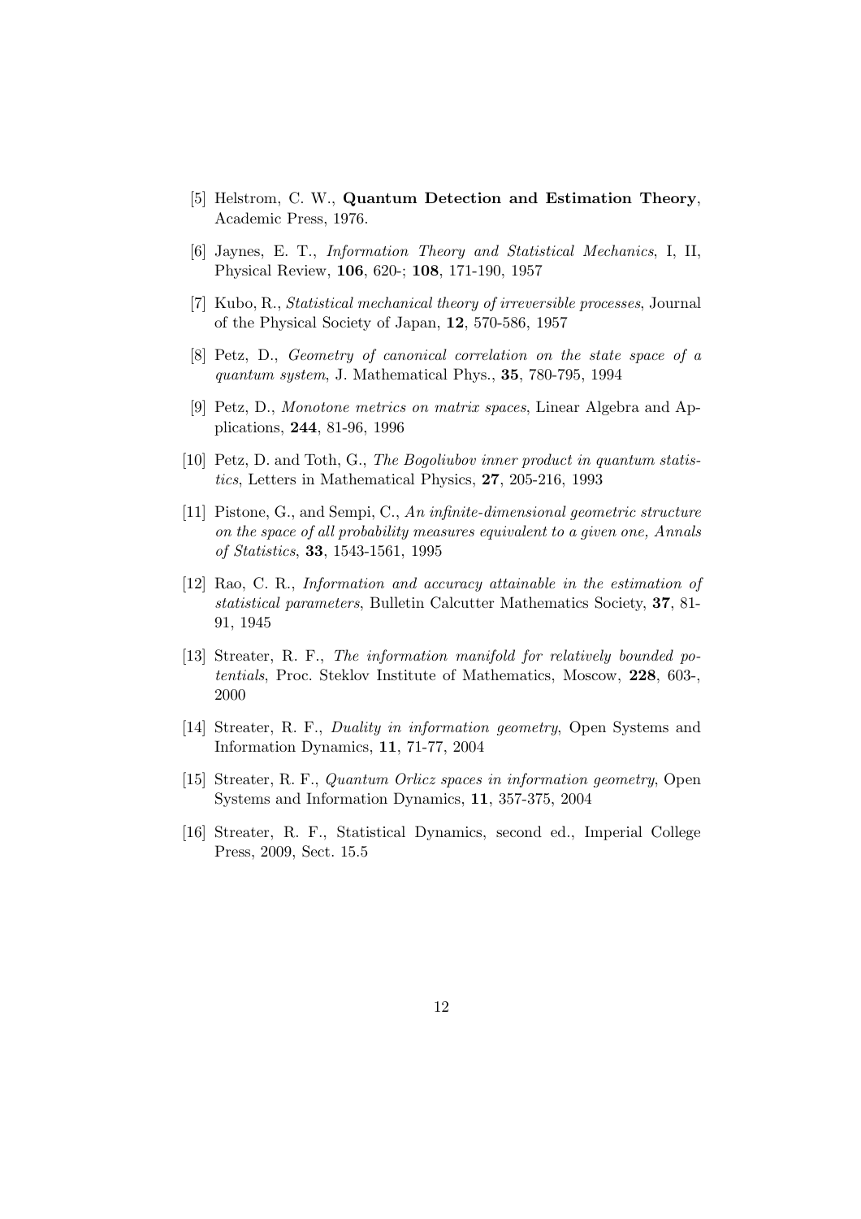[5] Helstrom, C. W., **Quantum Detection and Estimation Theory**, Academic Press, 1976.

[6] Jaynes, E. T., *Information Theory and Statistical Mechanics*, I, II, Physical Review, **106**, 620-; **108**, 171-190, 1957

[7] Kubo, R., *Statistical mechanical theory of irreversible processes*, Journal of the Physical Society of Japan, **12**, 570-586, 1957

[8] Petz, D., *Geometry of canonical correlation on the state space of a quantum system*, J. Mathematical Phys., **35**, 780-795, 1994

[9] Petz, D., *Monotone metrics on matrix spaces*, Linear Algebra and Applications, **244**, 81-96, 1996

[10] Petz, D. and Toth, G., *The Bogoliubov inner product in quantum statistics*, Letters in Mathematical Physics, **27**, 205-216, 1993

[11] Pistone, G., and Sempi, C., *An infinite-dimensional geometric structure on the space of all probability measures equivalent to a given one, Annals of Statistics*, **33**, 1543-1561, 1995

[12] Rao, C. R., *Information and accuracy attainable in the estimation of statistical parameters*, Bulletin Calcutter Mathematics Society, **37**, 81-91, 1945

[13] Streater, R. F., *The information manifold for relatively bounded potentials*, Proc. Steklov Institute of Mathematics, Moscow, **228**, 603-, 2000

[14] Streater, R. F., *Duality in information geometry*, Open Systems and Information Dynamics, **11**, 71-77, 2004

[15] Streater, R. F., *Quantum Orlicz spaces in information geometry*, Open Systems and Information Dynamics, **11**, 357-375, 2004

[16] Streater, R. F., Statistical Dynamics, second ed., Imperial College Press, 2009, Sect. 15.5